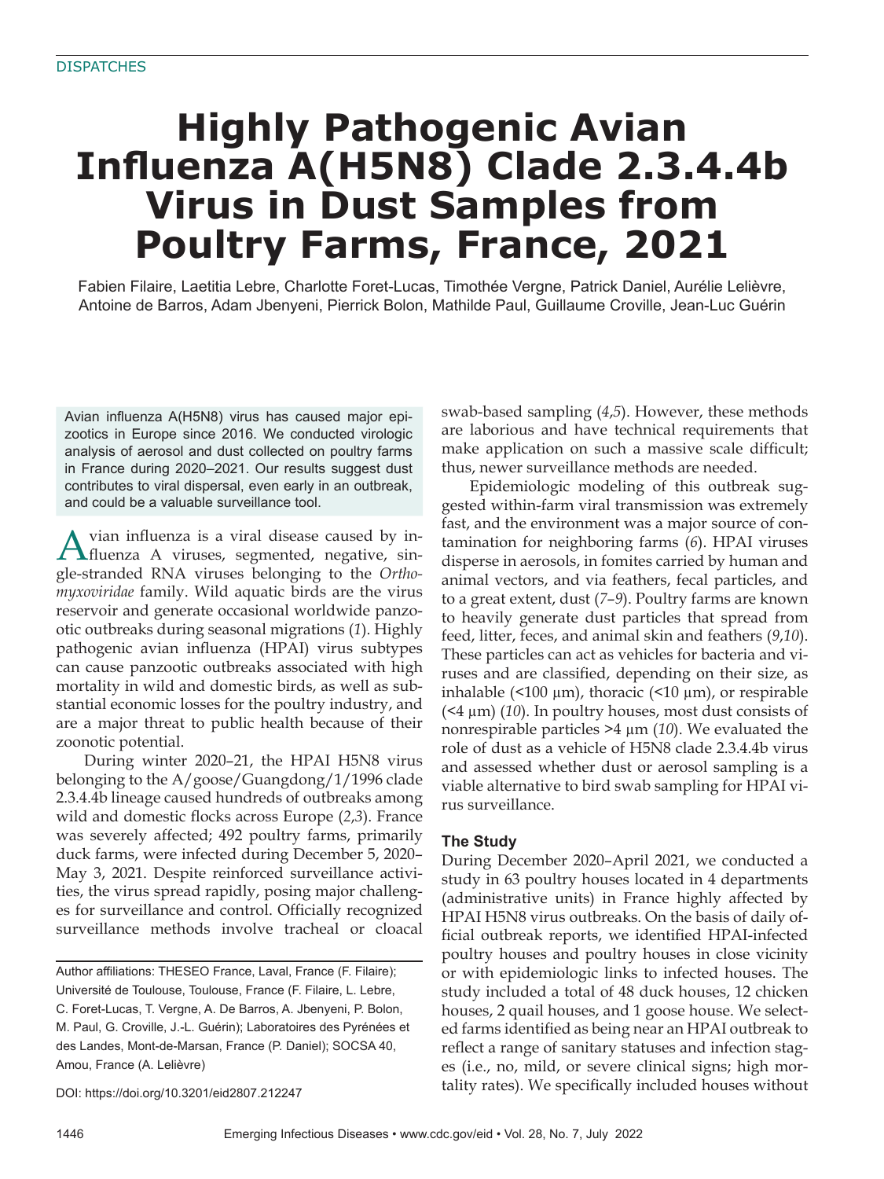DISPATCHES

# Highly Pathogenic Avian Influenza A(H5N8) Clade 2.3.4.4b Virus in Dust Samples from Poultry Farms, France, 2021

Fabien Filaire, Laetitia Lebre, Charlotte Foret-Lucas, Timothée Vergne, Patrick Daniel, Aurélie Lelièvre, Antoine de Barros, Adam Jbenyeni, Pierrick Bolon, Mathilde Paul, Guillaume Croville, Jean-Luc Guérin

Avian influenza A(H5N8) virus has caused major epizootics in Europe since 2016. We conducted virologic analysis of aerosol and dust collected on poultry farms in France during 2020–2021. Our results suggest dust contributes to viral dispersal, even early in an outbreak, and could be a valuable surveillance tool.

Avian influenza is a viral disease caused by influenza A viruses, segmented, negative, single-stranded RNA viruses belonging to the *Orthomyxoviridae* family. Wild aquatic birds are the virus reservoir and generate occasional worldwide panzootic outbreaks during seasonal migrations (*1*). Highly pathogenic avian influenza (HPAI) virus subtypes can cause panzootic outbreaks associated with high mortality in wild and domestic birds, as well as substantial economic losses for the poultry industry, and are a major threat to public health because of their zoonotic potential.

During winter 2020–21, the HPAI H5N8 virus belonging to the A/goose/Guangdong/1/1996 clade 2.3.4.4b lineage caused hundreds of outbreaks among wild and domestic flocks across Europe (*2*,*3*). France was severely affected; 492 poultry farms, primarily duck farms, were infected during December 5, 2020–May 3, 2021. Despite reinforced surveillance activities, the virus spread rapidly, posing major challenges for surveillance and control. Officially recognized surveillance methods involve tracheal or cloacal swab-based sampling (*4*,*5*). However, these methods are laborious and have technical requirements that make application on such a massive scale difficult; thus, newer surveillance methods are needed.

Epidemiologic modeling of this outbreak suggested within-farm viral transmission was extremely fast, and the environment was a major source of contamination for neighboring farms (*6*). HPAI viruses disperse in aerosols, in fomites carried by human and animal vectors, and via feathers, fecal particles, and to a great extent, dust (*7*–*9*). Poultry farms are known to heavily generate dust particles that spread from feed, litter, feces, and animal skin and feathers (*9*,*10*). These particles can act as vehicles for bacteria and viruses and are classified, depending on their size, as inhalable (<100 µm), thoracic (<10 µm), or respirable (<4 µm) (*10*). In poultry houses, most dust consists of nonrespirable particles >4 µm (*10*). We evaluated the role of dust as a vehicle of H5N8 clade 2.3.4.4b virus and assessed whether dust or aerosol sampling is a viable alternative to bird swab sampling for HPAI virus surveillance.

## The Study

During December 2020–April 2021, we conducted a study in 63 poultry houses located in 4 departments (administrative units) in France highly affected by HPAI H5N8 virus outbreaks. On the basis of daily official outbreak reports, we identified HPAI-infected poultry houses and poultry houses in close vicinity or with epidemiologic links to infected houses. The study included a total of 48 duck houses, 12 chicken houses, 2 quail houses, and 1 goose house. We selected farms identified as being near an HPAI outbreak to reflect a range of sanitary statuses and infection stages (i.e., no, mild, or severe clinical signs; high mortality rates). We specifically included houses without

Author affiliations: THESEO France, Laval, France (F. Filaire); Université de Toulouse, Toulouse, France (F. Filaire, L. Lebre, C. Foret-Lucas, T. Vergne, A. De Barros, A. Jbenyeni, P. Bolon, M. Paul, G. Croville, J.-L. Guérin); Laboratoires des Pyrénées et des Landes, Mont-de-Marsan, France (P. Daniel); SOCSA 40, Amou, France (A. Lelièvre)

DOI: https://doi.org/10.3201/eid2807.212247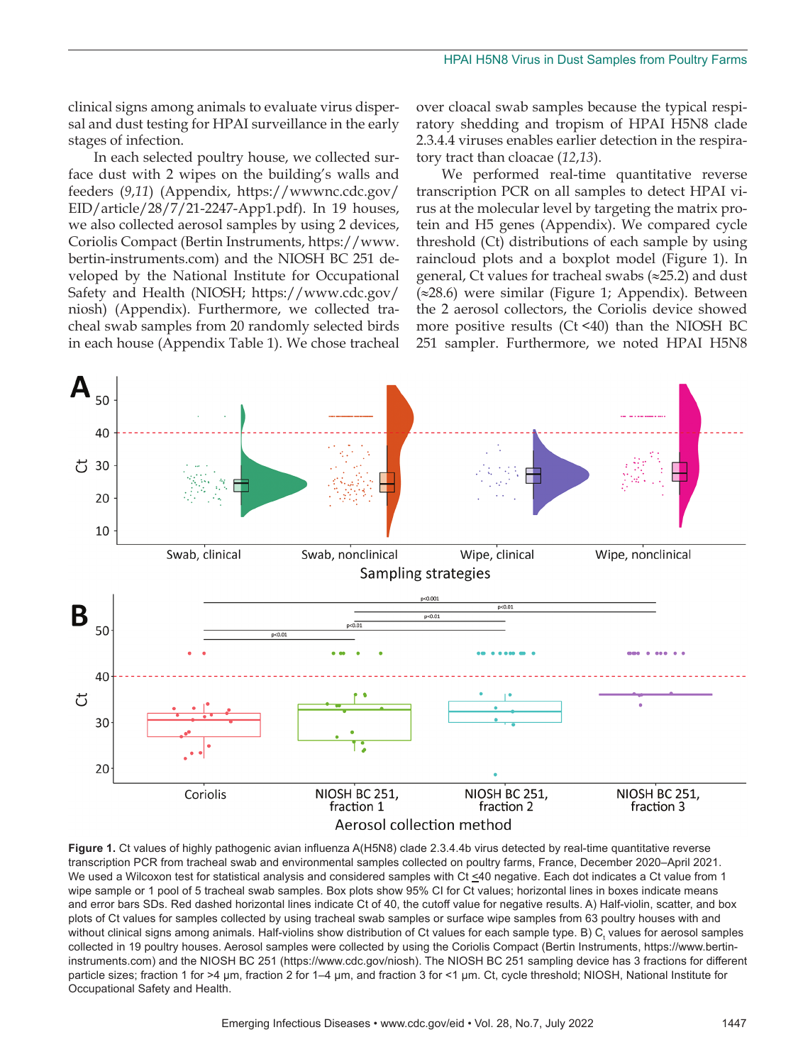clinical signs among animals to evaluate virus dispersal and dust testing for HPAI surveillance in the early stages of infection.

In each selected poultry house, we collected surface dust with 2 wipes on the building's walls and feeders (*9*,*11*) (Appendix, https://wwwnc.cdc.gov/EID/article/28/7/21-2247-App1.pdf). In 19 houses, we also collected aerosol samples by using 2 devices, Coriolis Compact (Bertin Instruments, https://www.bertin-instruments.com) and the NIOSH BC 251 developed by the National Institute for Occupational Safety and Health (NIOSH; https://www.cdc.gov/niosh) (Appendix). Furthermore, we collected tracheal swab samples from 20 randomly selected birds in each house (Appendix Table 1). We chose tracheal over cloacal swab samples because the typical respiratory shedding and tropism of HPAI H5N8 clade 2.3.4.4 viruses enables earlier detection in the respiratory tract than cloacae (*12*,*13*).

We performed real-time quantitative reverse transcription PCR on all samples to detect HPAI virus at the molecular level by targeting the matrix protein and H5 genes (Appendix). We compared cycle threshold (Ct) distributions of each sample by using raincloud plots and a boxplot model (Figure 1). In general, Ct values for tracheal swabs (≈25.2) and dust (≈28.6) were similar (Figure 1; Appendix). Between the 2 aerosol collectors, the Coriolis device showed more positive results (Ct <40) than the NIOSH BC 251 sampler. Furthermore, we noted HPAI H5N8

**Figure 1.** Ct values of highly pathogenic avian influenza A(H5N8) clade 2.3.4.4b virus detected by real-time quantitative reverse transcription PCR from tracheal swab and environmental samples collected on poultry farms, France, December 2020–April 2021. We used a Wilcoxon test for statistical analysis and considered samples with Ct ≤40 negative. Each dot indicates a Ct value from 1 wipe sample or 1 pool of 5 tracheal swab samples. Box plots show 95% CI for Ct values; horizontal lines in boxes indicate means and error bars SDs. Red dashed horizontal lines indicate Ct of 40, the cutoff value for negative results. A) Half-violin, scatter, and box plots of Ct values for samples collected by using tracheal swab samples or surface wipe samples from 63 poultry houses with and without clinical signs among animals. Half-violins show distribution of Ct values for each sample type. B) $C_t$ values for aerosol samples collected in 19 poultry houses. Aerosol samples were collected by using the Coriolis Compact (Bertin Instruments, https://www.bertin-instruments.com) and the NIOSH BC 251 (https://www.cdc.gov/niosh). The NIOSH BC 251 sampling device has 3 fractions for different particle sizes; fraction 1 for >4 µm, fraction 2 for 1–4 µm, and fraction 3 for <1 µm. Ct, cycle threshold; NIOSH, National Institute for Occupational Safety and Health.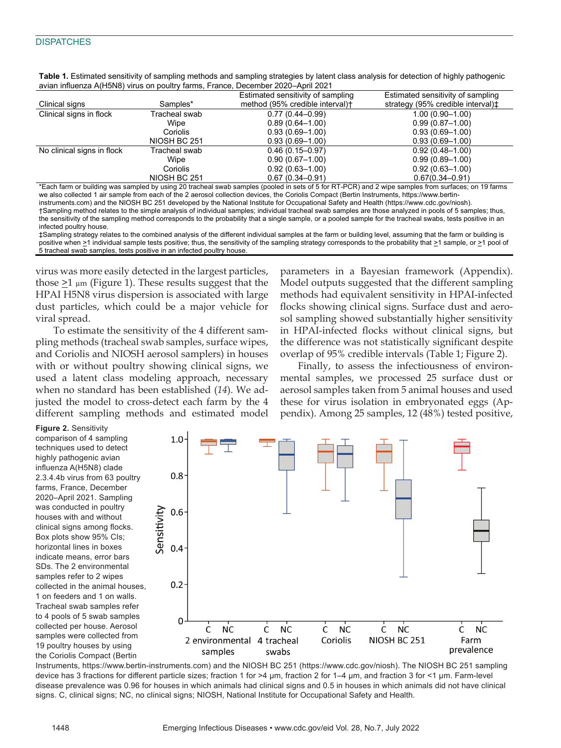**Table 1.** Estimated sensitivity of sampling methods and sampling strategies by latent class analysis for detection of highly pathogenic avian influenza A(H5N8) virus on poultry farms, France, December 2020–April 2021

| Clinical signs | Samples* | Estimated sensitivity of sampling method (95% credible interval)† | Estimated sensitivity of sampling strategy (95% credible interval)‡ |
|---|---|---|---|
| Clinical signs in flock | Tracheal swab | 0.77 (0.44–0.99) | 1.00 (0.90–1.00) |
| | Wipe | 0.89 (0.64–1.00) | 0.99 (0.87–1.00) |
| | Coriolis | 0.93 (0.69–1.00) | 0.93 (0.69–1.00) |
| | NIOSH BC 251 | 0.93 (0.69–1.00) | 0.93 (0.69–1.00) |
| No clinical signs in flock | Tracheal swab | 0.46 (0.15–0.97) | 0.92 (0.48–1.00) |
| | Wipe | 0.90 (0.67–1.00) | 0.99 (0.89–1.00) |
| | Coriolis | 0.92 (0.63–1.00) | 0.92 (0.63–1.00) |
| | NIOSH BC 251 | 0.67 (0.34–0.91) | 0.67(0.34–0.91) |

*Each farm or building was sampled by using 20 tracheal swab samples (pooled in sets of 5 for RT-PCR) and 2 wipe samples from surfaces; on 19 farms we also collected 1 air sample from each of the 2 aerosol collection devices, the Coriolis Compact (Bertin Instruments, https://www.bertin-instruments.com) and the NIOSH BC 251 developed by the National Institute for Occupational Safety and Health (https://www.cdc.gov/niosh).
†Sampling method relates to the simple analysis of individual samples; individual tracheal swab samples are those analyzed in pools of 5 samples; thus, the sensitivity of the sampling method corresponds to the probability that a single sample, or a pooled sample for the tracheal swabs, tests positive in an infected poultry house.
‡Sampling strategy relates to the combined analysis of the different individual samples at the farm or building level, assuming that the farm or building is positive when ≥1 individual sample tests positive; thus, the sensitivity of the sampling strategy corresponds to the probability that ≥1 sample, or ≥1 pool of 5 tracheal swab samples, tests positive in an infected poultry house.

virus was more easily detected in the largest particles, those ≥1 µm (Figure 1). These results suggest that the HPAI H5N8 virus dispersion is associated with large dust particles, which could be a major vehicle for viral spread.

To estimate the sensitivity of the 4 different sampling methods (tracheal swab samples, surface wipes, and Coriolis and NIOSH aerosol samplers) in houses with or without poultry showing clinical signs, we used a latent class modeling approach, necessary when no standard has been established (*14*). We adjusted the model to cross-detect each farm by the 4 different sampling methods and estimated model parameters in a Bayesian framework (Appendix). Model outputs suggested that the different sampling methods had equivalent sensitivity in HPAI-infected flocks showing clinical signs. Surface dust and aerosol sampling showed substantially higher sensitivity in HPAI-infected flocks without clinical signs, but the difference was not statistically significant despite overlap of 95% credible intervals (Table 1; Figure 2).

Finally, to assess the infectiousness of environmental samples, we processed 25 surface dust or aerosol samples taken from 5 animal houses and used these for virus isolation in embryonated eggs (Appendix). Among 25 samples, 12 (48%) tested positive,

**Figure 2.** Sensitivity comparison of 4 sampling techniques used to detect highly pathogenic avian influenza A(H5N8) clade 2.3.4.4b virus from 63 poultry farms, France, December 2020–April 2021. Sampling was conducted in poultry houses with and without clinical signs among flocks. Box plots show 95% CIs; horizontal lines in boxes indicate means, error bars SDs. The 2 environmental samples refer to 2 wipes collected in the animal houses, 1 on feeders and 1 on walls. Tracheal swab samples refer to 4 pools of 5 swab samples collected per house. Aerosol samples were collected from 19 poultry houses by using the Coriolis Compact (Bertin Instruments, https://www.bertin-instruments.com) and the NIOSH BC 251 (https://www.cdc.gov/niosh). The NIOSH BC 251 sampling device has 3 fractions for different particle sizes; fraction 1 for >4 µm, fraction 2 for 1–4 µm, and fraction 3 for <1 µm. Farm-level disease prevalence was 0.96 for houses in which animals had clinical signs and 0.5 in houses in which animals did not have clinical signs. C, clinical signs; NC, no clinical signs; NIOSH, National Institute for Occupational Safety and Health.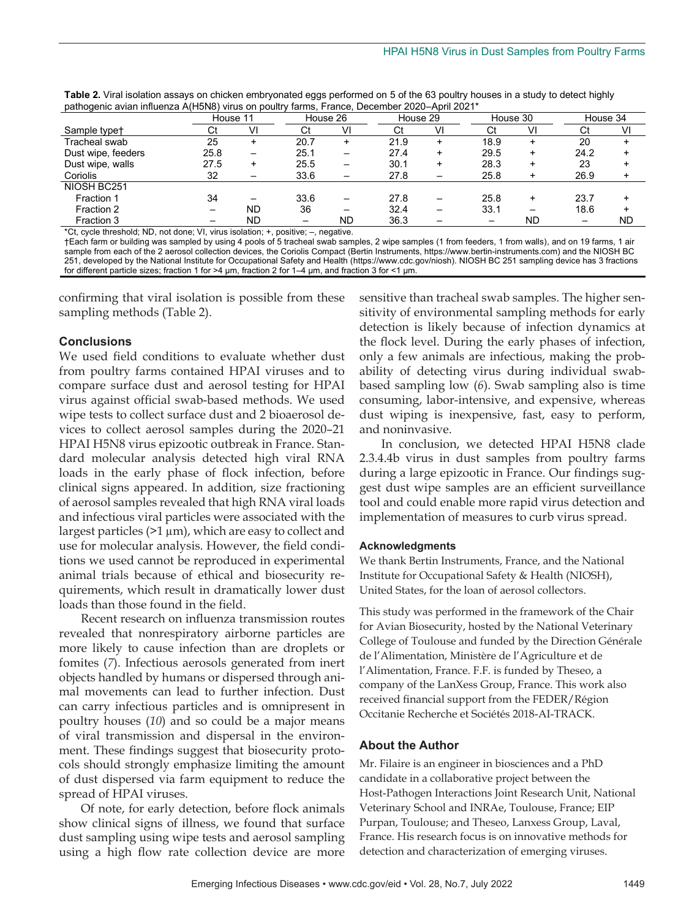**Table 2.** Viral isolation assays on chicken embryonated eggs performed on 5 of the 63 poultry houses in a study to detect highly pathogenic avian influenza A(H5N8) virus on poultry farms, France, December 2020–April 2021*

| Sample type† | House 11 | | House 26 | | House 29 | | House 30 | | House 34 | |
|---|---|---|---|---|---|---|---|---|---|---|
| | Ct | VI | Ct | VI | Ct | VI | Ct | VI | Ct | VI |
| Tracheal swab | 25 | + | 20.7 | + | 21.9 | + | 18.9 | + | 20 | + |
| Dust wipe, feeders | 25.8 | – | 25.1 | – | 27.4 | + | 29.5 | + | 24.2 | + |
| Dust wipe, walls | 27.5 | + | 25.5 | – | 30.1 | + | 28.3 | + | 23 | + |
| Coriolis | 32 | – | 33.6 | – | 27.8 | – | 25.8 | + | 26.9 | + |
| NIOSH BC251 | | | | | | | | | | |
| Fraction 1 | 34 | – | 33.6 | – | 27.8 | – | 25.8 | + | 23.7 | + |
| Fraction 2 | – | ND | 36 | – | 32.4 | – | 33.1 | – | 18.6 | + |
| Fraction 3 | – | ND | – | ND | 36.3 | – | – | ND | – | ND |

*Ct, cycle threshold; ND, not done; VI, virus isolation; +, positive; –, negative.
†Each farm or building was sampled by using 4 pools of 5 tracheal swab samples, 2 wipe samples (1 from feeders, 1 from walls), and on 19 farms, 1 air sample from each of the 2 aerosol collection devices, the Coriolis Compact (Bertin Instruments, https://www.bertin-instruments.com) and the NIOSH BC 251, developed by the National Institute for Occupational Safety and Health (https://www.cdc.gov/niosh). NIOSH BC 251 sampling device has 3 fractions for different particle sizes; fraction 1 for >4 µm, fraction 2 for 1–4 µm, and fraction 3 for <1 µm.

confirming that viral isolation is possible from these sampling methods (Table 2).

## Conclusions

We used field conditions to evaluate whether dust from poultry farms contained HPAI viruses and to compare surface dust and aerosol testing for HPAI virus against official swab-based methods. We used wipe tests to collect surface dust and 2 bioaerosol devices to collect aerosol samples during the 2020–21 HPAI H5N8 virus epizootic outbreak in France. Standard molecular analysis detected high viral RNA loads in the early phase of flock infection, before clinical signs appeared. In addition, size fractioning of aerosol samples revealed that high RNA viral loads and infectious viral particles were associated with the largest particles (>1 µm), which are easy to collect and use for molecular analysis. However, the field conditions we used cannot be reproduced in experimental animal trials because of ethical and biosecurity requirements, which result in dramatically lower dust loads than those found in the field.

Recent research on influenza transmission routes revealed that nonrespiratory airborne particles are more likely to cause infection than are droplets or fomites (*7*). Infectious aerosols generated from inert objects handled by humans or dispersed through animal movements can lead to further infection. Dust can carry infectious particles and is omnipresent in poultry houses (*10*) and so could be a major means of viral transmission and dispersal in the environment. These findings suggest that biosecurity protocols should strongly emphasize limiting the amount of dust dispersed via farm equipment to reduce the spread of HPAI viruses.

Of note, for early detection, before flock animals show clinical signs of illness, we found that surface dust sampling using wipe tests and aerosol sampling using a high flow rate collection device are more sensitive than tracheal swab samples. The higher sensitivity of environmental sampling methods for early detection is likely because of infection dynamics at the flock level. During the early phases of infection, only a few animals are infectious, making the probability of detecting virus during individual swab-based sampling low (*6*). Swab sampling also is time consuming, labor-intensive, and expensive, whereas dust wiping is inexpensive, fast, easy to perform, and noninvasive.

In conclusion, we detected HPAI H5N8 clade 2.3.4.4b virus in dust samples from poultry farms during a large epizootic in France. Our findings suggest dust wipe samples are an efficient surveillance tool and could enable more rapid virus detection and implementation of measures to curb virus spread.

### Acknowledgments

We thank Bertin Instruments, France, and the National Institute for Occupational Safety & Health (NIOSH), United States, for the loan of aerosol collectors.

This study was performed in the framework of the Chair for Avian Biosecurity, hosted by the National Veterinary College of Toulouse and funded by the Direction Générale de l'Alimentation, Ministère de l'Agriculture et de l'Alimentation, France. F.F. is funded by Theseo, a company of the LanXess Group, France. This work also received financial support from the FEDER/Région Occitanie Recherche et Sociétés 2018-AI-TRACK.

## About the Author

Mr. Filaire is an engineer in biosciences and a PhD candidate in a collaborative project between the Host-Pathogen Interactions Joint Research Unit, National Veterinary School and INRAe, Toulouse, France; EIP Purpan, Toulouse; and Theseo, Lanxess Group, Laval, France. His research focus is on innovative methods for detection and characterization of emerging viruses.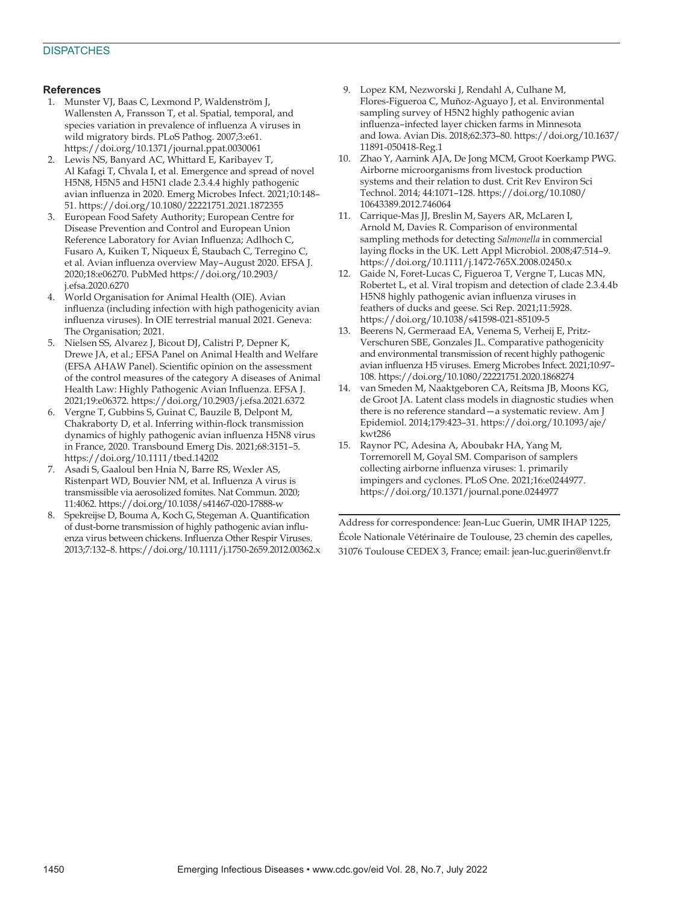## References

1. Munster VJ, Baas C, Lexmond P, Waldenström J, Wallensten A, Fransson T, et al. Spatial, temporal, and species variation in prevalence of influenza A viruses in wild migratory birds. PLoS Pathog. 2007;3:e61. https://doi.org/10.1371/journal.ppat.0030061
2. Lewis NS, Banyard AC, Whittard E, Karibayev T, Al Kafagi T, Chvala I, et al. Emergence and spread of novel H5N8, H5N5 and H5N1 clade 2.3.4.4 highly pathogenic avian influenza in 2020. Emerg Microbes Infect. 2021;10:148–51. https://doi.org/10.1080/22221751.2021.1872355
3. European Food Safety Authority; European Centre for Disease Prevention and Control and European Union Reference Laboratory for Avian Influenza; Adlhoch C, Fusaro A, Kuiken T, Niqueux É, Staubach C, Terregino C, et al. Avian influenza overview May–August 2020. EFSA J. 2020;18:e06270. PubMed https://doi.org/10.2903/j.efsa.2020.6270
4. World Organisation for Animal Health (OIE). Avian influenza (including infection with high pathogenicity avian influenza viruses). In OIE terrestrial manual 2021. Geneva: The Organisation; 2021.
5. Nielsen SS, Alvarez J, Bicout DJ, Calistri P, Depner K, Drewe JA, et al.; EFSA Panel on Animal Health and Welfare (EFSA AHAW Panel). Scientific opinion on the assessment of the control measures of the category A diseases of Animal Health Law: Highly Pathogenic Avian Influenza. EFSA J. 2021;19:e06372. https://doi.org/10.2903/j.efsa.2021.6372
6. Vergne T, Gubbins S, Guinat C, Bauzile B, Delpont M, Chakraborty D, et al. Inferring within-flock transmission dynamics of highly pathogenic avian influenza H5N8 virus in France, 2020. Transbound Emerg Dis. 2021;68:3151–5. https://doi.org/10.1111/tbed.14202
7. Asadi S, Gaaloul ben Hnia N, Barre RS, Wexler AS, Ristenpart WD, Bouvier NM, et al. Influenza A virus is transmissible via aerosolized fomites. Nat Commun. 2020; 11:4062. https://doi.org/10.1038/s41467-020-17888-w
8. Spekreijse D, Bouma A, Koch G, Stegeman A. Quantification of dust-borne transmission of highly pathogenic avian influenza virus between chickens. Influenza Other Respir Viruses. 2013;7:132–8. https://doi.org/10.1111/j.1750-2659.2012.00362.x
9. Lopez KM, Nezworski J, Rendahl A, Culhane M, Flores-Figueroa C, Muñoz-Aguayo J, et al. Environmental sampling survey of H5N2 highly pathogenic avian influenza–infected layer chicken farms in Minnesota and Iowa. Avian Dis. 2018;62:373–80. https://doi.org/10.1637/11891-050418-Reg.1
10. Zhao Y, Aarnink AJA, De Jong MCM, Groot Koerkamp PWG. Airborne microorganisms from livestock production systems and their relation to dust. Crit Rev Environ Sci Technol. 2014; 44:1071–128. https://doi.org/10.1080/10643389.2012.746064
11. Carrique-Mas JJ, Breslin M, Sayers AR, McLaren I, Arnold M, Davies R. Comparison of environmental sampling methods for detecting *Salmonella* in commercial laying flocks in the UK. Lett Appl Microbiol. 2008;47:514–9. https://doi.org/10.1111/j.1472-765X.2008.02450.x
12. Gaide N, Foret-Lucas C, Figueroa T, Vergne T, Lucas MN, Robertet L, et al. Viral tropism and detection of clade 2.3.4.4b H5N8 highly pathogenic avian influenza viruses in feathers of ducks and geese. Sci Rep. 2021;11:5928. https://doi.org/10.1038/s41598-021-85109-5
13. Beerens N, Germeraad EA, Venema S, Verheij E, Pritz-Verschuren SBE, Gonzales JL. Comparative pathogenicity and environmental transmission of recent highly pathogenic avian influenza H5 viruses. Emerg Microbes Infect. 2021;10:97–108. https://doi.org/10.1080/22221751.2020.1868274
14. van Smeden M, Naaktgeboren CA, Reitsma JB, Moons KG, de Groot JA. Latent class models in diagnostic studies when there is no reference standard—a systematic review. Am J Epidemiol. 2014;179:423–31. https://doi.org/10.1093/aje/kwt286
15. Raynor PC, Adesina A, Aboubakr HA, Yang M, Torremorell M, Goyal SM. Comparison of samplers collecting airborne influenza viruses: 1. primarily impingers and cyclones. PLoS One. 2021;16:e0244977. https://doi.org/10.1371/journal.pone.0244977

Address for correspondence: Jean-Luc Guerin, UMR IHAP 1225, École Nationale Vétérinaire de Toulouse, 23 chemin des capelles, 31076 Toulouse CEDEX 3, France; email: jean-luc.guerin@envt.fr